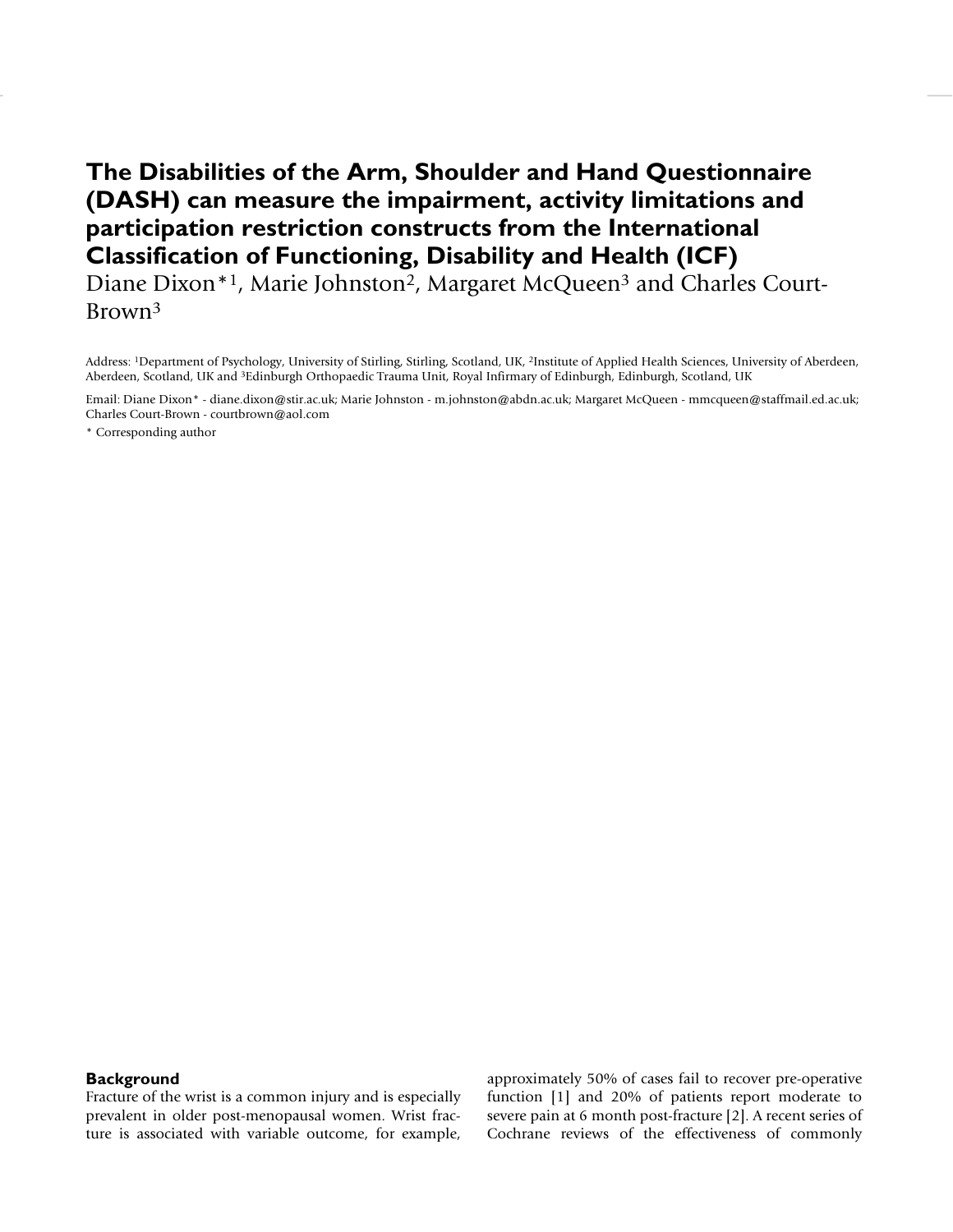# The Disabilities of the Arm, Shoulder and Hand Questionnaire (DASH) can measure the impairment, activity limitations and participation restriction constructs from the International Classification of Functioning, Disability and Health (ICF)

Diane Dixon*[1], Marie Johnston[2], Margaret McQueen[3] and Charles Court-Brown[3]

Address: [1]Department of Psychology, University of Stirling, Stirling, Scotland, UK, [2]Institute of Applied Health Sciences, University of Aberdeen, Aberdeen, Scotland, UK and [3]Edinburgh Orthopaedic Trauma Unit, Royal Infirmary of Edinburgh, Edinburgh, Scotland, UK

Email: Diane Dixon* - diane.dixon@stir.ac.uk; Marie Johnston - m.johnston@abdn.ac.uk; Margaret McQueen - mmcqueen@staffmail.ed.ac.uk; Charles Court-Brown - courtbrown@aol.com

* Corresponding author

## Background

Fracture of the wrist is a common injury and is especially prevalent in older post-menopausal women. Wrist fracture is associated with variable outcome, for example, approximately 50% of cases fail to recover pre-operative function [1] and 20% of patients report moderate to severe pain at 6 month post-fracture [2]. A recent series of Cochrane reviews of the effectiveness of commonly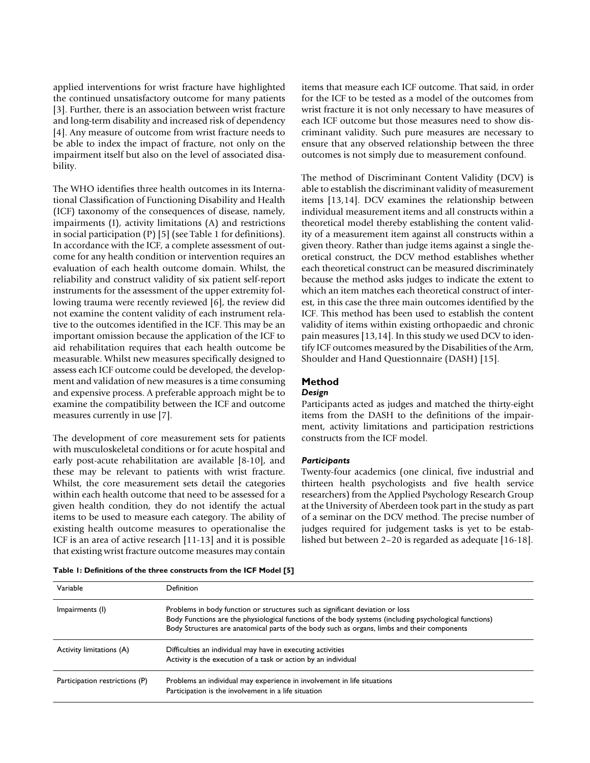applied interventions for wrist fracture have highlighted the continued unsatisfactory outcome for many patients [3]. Further, there is an association between wrist fracture and long-term disability and increased risk of dependency [4]. Any measure of outcome from wrist fracture needs to be able to index the impact of fracture, not only on the impairment itself but also on the level of associated disability.

The WHO identifies three health outcomes in its International Classification of Functioning Disability and Health (ICF) taxonomy of the consequences of disease, namely, impairments (I), activity limitations (A) and restrictions in social participation (P) [5] (see Table 1 for definitions). In accordance with the ICF, a complete assessment of outcome for any health condition or intervention requires an evaluation of each health outcome domain. Whilst, the reliability and construct validity of six patient self-report instruments for the assessment of the upper extremity following trauma were recently reviewed [6], the review did not examine the content validity of each instrument relative to the outcomes identified in the ICF. This may be an important omission because the application of the ICF to aid rehabilitation requires that each health outcome be measurable. Whilst new measures specifically designed to assess each ICF outcome could be developed, the development and validation of new measures is a time consuming and expensive process. A preferable approach might be to examine the compatibility between the ICF and outcome measures currently in use [7].

The development of core measurement sets for patients with musculoskeletal conditions or for acute hospital and early post-acute rehabilitation are available [8-10], and these may be relevant to patients with wrist fracture. Whilst, the core measurement sets detail the categories within each health outcome that need to be assessed for a given health condition, they do not identify the actual items to be used to measure each category. The ability of existing health outcome measures to operationalise the ICF is an area of active research [11-13] and it is possible that existing wrist fracture outcome measures may contain items that measure each ICF outcome. That said, in order for the ICF to be tested as a model of the outcomes from wrist fracture it is not only necessary to have measures of each ICF outcome but those measures need to show discriminant validity. Such pure measures are necessary to ensure that any observed relationship between the three outcomes is not simply due to measurement confound.

The method of Discriminant Content Validity (DCV) is able to establish the discriminant validity of measurement items [13,14]. DCV examines the relationship between individual measurement items and all constructs within a theoretical model thereby establishing the content validity of a measurement item against all constructs within a given theory. Rather than judge items against a single theoretical construct, the DCV method establishes whether each theoretical construct can be measured discriminately because the method asks judges to indicate the extent to which an item matches each theoretical construct of interest, in this case the three main outcomes identified by the ICF. This method has been used to establish the content validity of items within existing orthopaedic and chronic pain measures [13,14]. In this study we used DCV to identify ICF outcomes measured by the Disabilities of the Arm, Shoulder and Hand Questionnaire (DASH) [15].

## Method

### *Design*

Participants acted as judges and matched the thirty-eight items from the DASH to the definitions of the impairment, activity limitations and participation restrictions constructs from the ICF model.

### *Participants*

Twenty-four academics (one clinical, five industrial and thirteen health psychologists and five health service researchers) from the Applied Psychology Research Group at the University of Aberdeen took part in the study as part of a seminar on the DCV method. The precise number of judges required for judgement tasks is yet to be established but between 2–20 is regarded as adequate [16-18].

**Table 1: Definitions of the three constructs from the ICF Model [5]**

| Variable | Definition |
|---|---|
| Impairments (I) | Problems in body function or structures such as significant deviation or loss<br>Body Functions are the physiological functions of the body systems (including psychological functions)<br>Body Structures are anatomical parts of the body such as organs, limbs and their components |
| Activity limitations (A) | Difficulties an individual may have in executing activities<br>Activity is the execution of a task or action by an individual |
| Participation restrictions (P) | Problems an individual may experience in involvement in life situations<br>Participation is the involvement in a life situation |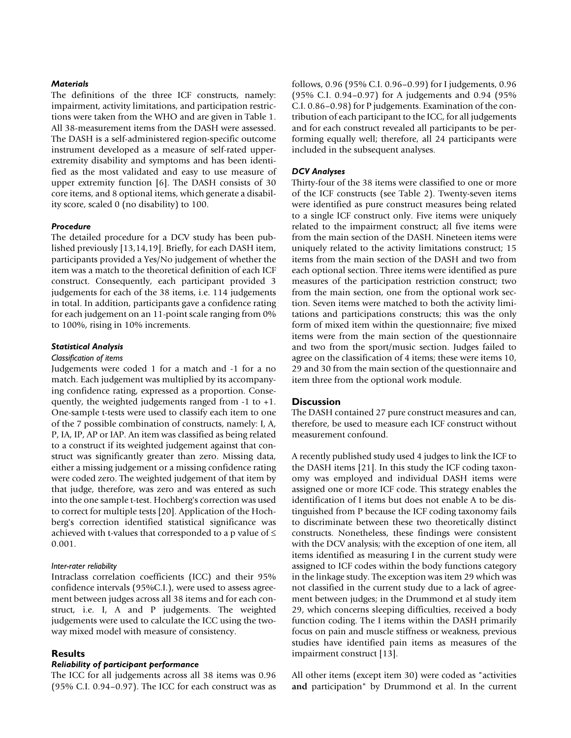### *Materials*

The definitions of the three ICF constructs, namely: impairment, activity limitations, and participation restrictions were taken from the WHO and are given in Table 1. All 38-measurement items from the DASH were assessed. The DASH is a self-administered region-specific outcome instrument developed as a measure of self-rated upper-extremity disability and symptoms and has been identified as the most validated and easy to use measure of upper extremity function [6]. The DASH consists of 30 core items, and 8 optional items, which generate a disability score, scaled 0 (no disability) to 100.

### *Procedure*

The detailed procedure for a DCV study has been published previously [13,14,19]. Briefly, for each DASH item, participants provided a Yes/No judgement of whether the item was a match to the theoretical definition of each ICF construct. Consequently, each participant provided 3 judgements for each of the 38 items, i.e. 114 judgements in total. In addition, participants gave a confidence rating for each judgement on an 11-point scale ranging from 0% to 100%, rising in 10% increments.

### *Statistical Analysis*

#### *Classification of items*

Judgements were coded 1 for a match and -1 for a no match. Each judgement was multiplied by its accompanying confidence rating, expressed as a proportion. Consequently, the weighted judgements ranged from -1 to +1. One-sample t-tests were used to classify each item to one of the 7 possible combination of constructs, namely: I, A, P, IA, IP, AP or IAP. An item was classified as being related to a construct if its weighted judgement against that construct was significantly greater than zero. Missing data, either a missing judgement or a missing confidence rating were coded zero. The weighted judgement of that item by that judge, therefore, was zero and was entered as such into the one sample t-test. Hochberg's correction was used to correct for multiple tests [20]. Application of the Hochberg's correction identified statistical significance was achieved with t-values that corresponded to a p value of $\leq$ 0.001.

#### *Inter-rater reliability*

Intraclass correlation coefficients (ICC) and their 95% confidence intervals (95%C.I.), were used to assess agreement between judges across all 38 items and for each construct, i.e. I, A and P judgements. The weighted judgements were used to calculate the ICC using the two-way mixed model with measure of consistency.

## Results

### *Reliability of participant performance*

The ICC for all judgements across all 38 items was 0.96 (95% C.I. 0.94–0.97). The ICC for each construct was as follows, 0.96 (95% C.I. 0.96–0.99) for I judgements, 0.96 (95% C.I. 0.94–0.97) for A judgements and 0.94 (95% C.I. 0.86–0.98) for P judgements. Examination of the contribution of each participant to the ICC, for all judgements and for each construct revealed all participants to be performing equally well; therefore, all 24 participants were included in the subsequent analyses.

### *DCV Analyses*

Thirty-four of the 38 items were classified to one or more of the ICF constructs (see Table 2). Twenty-seven items were identified as pure construct measures being related to a single ICF construct only. Five items were uniquely related to the impairment construct; all five items were from the main section of the DASH. Nineteen items were uniquely related to the activity limitations construct; 15 items from the main section of the DASH and two from each optional section. Three items were identified as pure measures of the participation restriction construct; two from the main section, one from the optional work section. Seven items were matched to both the activity limitations and participations constructs; this was the only form of mixed item within the questionnaire; five mixed items were from the main section of the questionnaire and two from the sport/music section. Judges failed to agree on the classification of 4 items; these were items 10, 29 and 30 from the main section of the questionnaire and item three from the optional work module.

## Discussion

The DASH contained 27 pure construct measures and can, therefore, be used to measure each ICF construct without measurement confound.

A recently published study used 4 judges to link the ICF to the DASH items [21]. In this study the ICF coding taxonomy was employed and individual DASH items were assigned one or more ICF code. This strategy enables the identification of I items but does not enable A to be distinguished from P because the ICF coding taxonomy fails to discriminate between these two theoretically distinct constructs. Nonetheless, these findings were consistent with the DCV analysis; with the exception of one item, all items identified as measuring I in the current study were assigned to ICF codes within the body functions category in the linkage study. The exception was item 29 which was not classified in the current study due to a lack of agreement between judges; in the Drummond et al study item 29, which concerns sleeping difficulties, received a body function coding. The I items within the DASH primarily focus on pain and muscle stiffness or weakness, previous studies have identified pain items as measures of the impairment construct [13].

All other items (except item 30) were coded as "activities **and** participation" by Drummond et al. In the current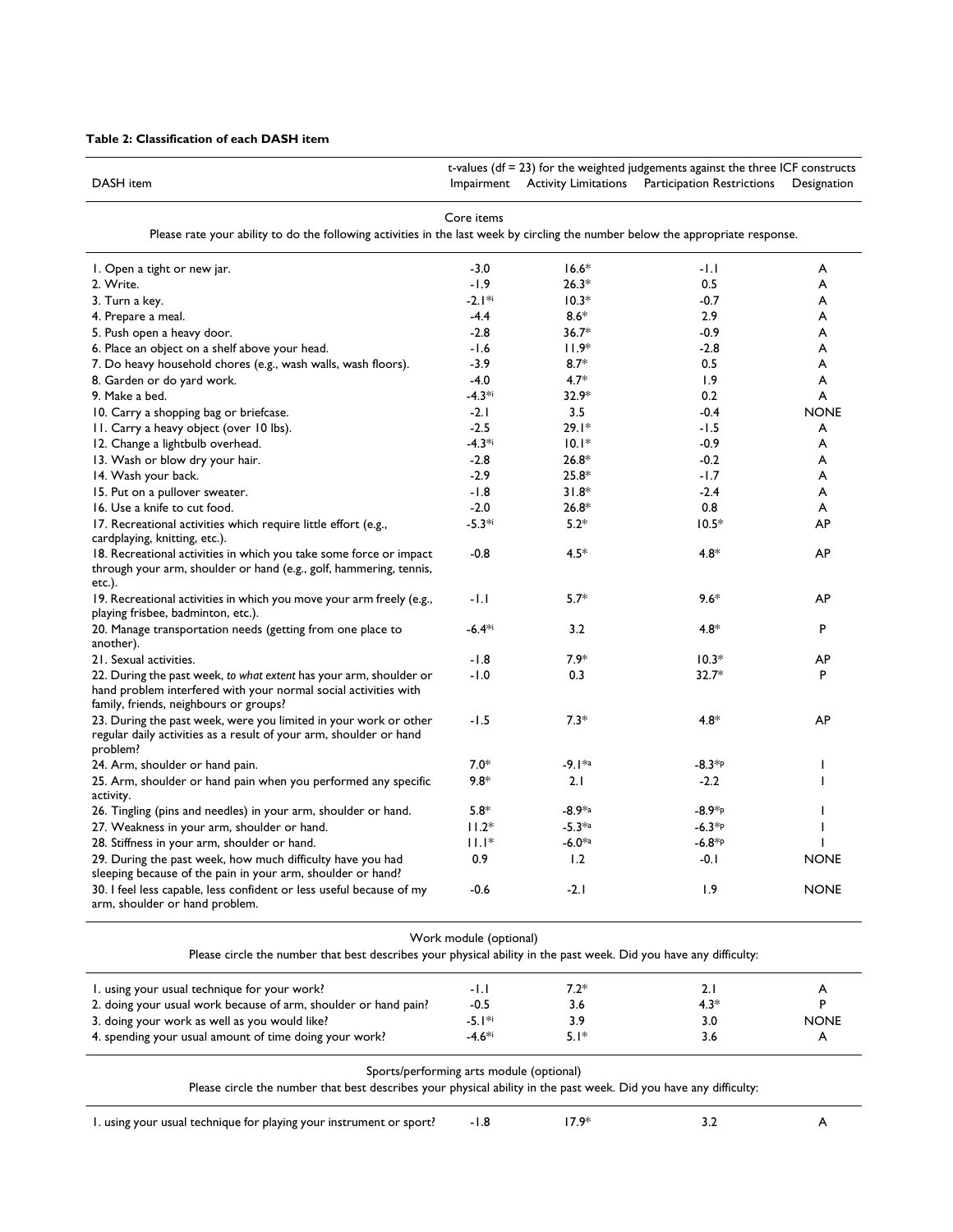**Table 2: Classification of each DASH item**

| DASH item | t-values (df = 23) for the weighted judgements against the three ICF constructs Impairment | Activity Limitations | Participation Restrictions | Designation |
|---|---|---|---|---|
| **Core items** Please rate your ability to do the following activities in the last week by circling the number below the appropriate response. | | | | |
| 1. Open a tight or new jar. | -3.0 | 16.6* | -1.1 | A |
| 2. Write. | -1.9 | 26.3* | 0.5 | A |
| 3. Turn a key. | -2.1*i | 10.3* | -0.7 | A |
| 4. Prepare a meal. | -4.4 | 8.6* | 2.9 | A |
| 5. Push open a heavy door. | -2.8 | 36.7* | -0.9 | A |
| 6. Place an object on a shelf above your head. | -1.6 | 11.9* | -2.8 | A |
| 7. Do heavy household chores (e.g., wash walls, wash floors). | -3.9 | 8.7* | 0.5 | A |
| 8. Garden or do yard work. | -4.0 | 4.7* | 1.9 | A |
| 9. Make a bed. | -4.3*i | 32.9* | 0.2 | A |
| 10. Carry a shopping bag or briefcase. | -2.1 | 3.5 | -0.4 | NONE |
| 11. Carry a heavy object (over 10 lbs). | -2.5 | 29.1* | -1.5 | A |
| 12. Change a lightbulb overhead. | -4.3*i | 10.1* | -0.9 | A |
| 13. Wash or blow dry your hair. | -2.8 | 26.8* | -0.2 | A |
| 14. Wash your back. | -2.9 | 25.8* | -1.7 | A |
| 15. Put on a pullover sweater. | -1.8 | 31.8* | -2.4 | A |
| 16. Use a knife to cut food. | -2.0 | 26.8* | 0.8 | A |
| 17. Recreational activities which require little effort (e.g., cardplaying, knitting, etc.). | -5.3*i | 5.2* | 10.5* | AP |
| 18. Recreational activities in which you take some force or impact through your arm, shoulder or hand (e.g., golf, hammering, tennis, etc.). | -0.8 | 4.5* | 4.8* | AP |
| 19. Recreational activities in which you move your arm freely (e.g., playing frisbee, badminton, etc.). | -1.1 | 5.7* | 9.6* | AP |
| 20. Manage transportation needs (getting from one place to another). | -6.4*i | 3.2 | 4.8* | P |
| 21. Sexual activities. | -1.8 | 7.9* | 10.3* | AP |
| 22. During the past week, *to what extent* has your arm, shoulder or hand problem interfered with your normal social activities with family, friends, neighbours or groups? | -1.0 | 0.3 | 32.7* | P |
| 23. During the past week, were you limited in your work or other regular daily activities as a result of your arm, shoulder or hand problem? | -1.5 | 7.3* | 4.8* | AP |
| 24. Arm, shoulder or hand pain. | 7.0* | -9.1*a | -8.3*p | I |
| 25. Arm, shoulder or hand pain when you performed any specific activity. | 9.8* | 2.1 | -2.2 | I |
| 26. Tingling (pins and needles) in your arm, shoulder or hand. | 5.8* | -8.9*a | -8.9*p | I |
| 27. Weakness in your arm, shoulder or hand. | 11.2* | -5.3*a | -6.3*p | I |
| 28. Stiffness in your arm, shoulder or hand. | 11.1* | -6.0*a | -6.8*p | I |
| 29. During the past week, how much difficulty have you had sleeping because of the pain in your arm, shoulder or hand? | 0.9 | 1.2 | -0.1 | NONE |
| 30. I feel less capable, less confident or less useful because of my arm, shoulder or hand problem. | -0.6 | -2.1 | 1.9 | NONE |
| **Work module (optional)** Please circle the number that best describes your physical ability in the past week. Did you have any difficulty: | | | | |
| 1. using your usual technique for your work? | -1.1 | 7.2* | 2.1 | A |
| 2. doing your usual work because of arm, shoulder or hand pain? | -0.5 | 3.6 | 4.3* | P |
| 3. doing your work as well as you would like? | -5.1*i | 3.9 | 3.0 | NONE |
| 4. spending your usual amount of time doing your work? | -4.6*i | 5.1* | 3.6 | A |
| **Sports/performing arts module (optional)** Please circle the number that best describes your physical ability in the past week. Did you have any difficulty: | | | | |
| 1. using your usual technique for playing your instrument or sport? | -1.8 | 17.9* | 3.2 | A |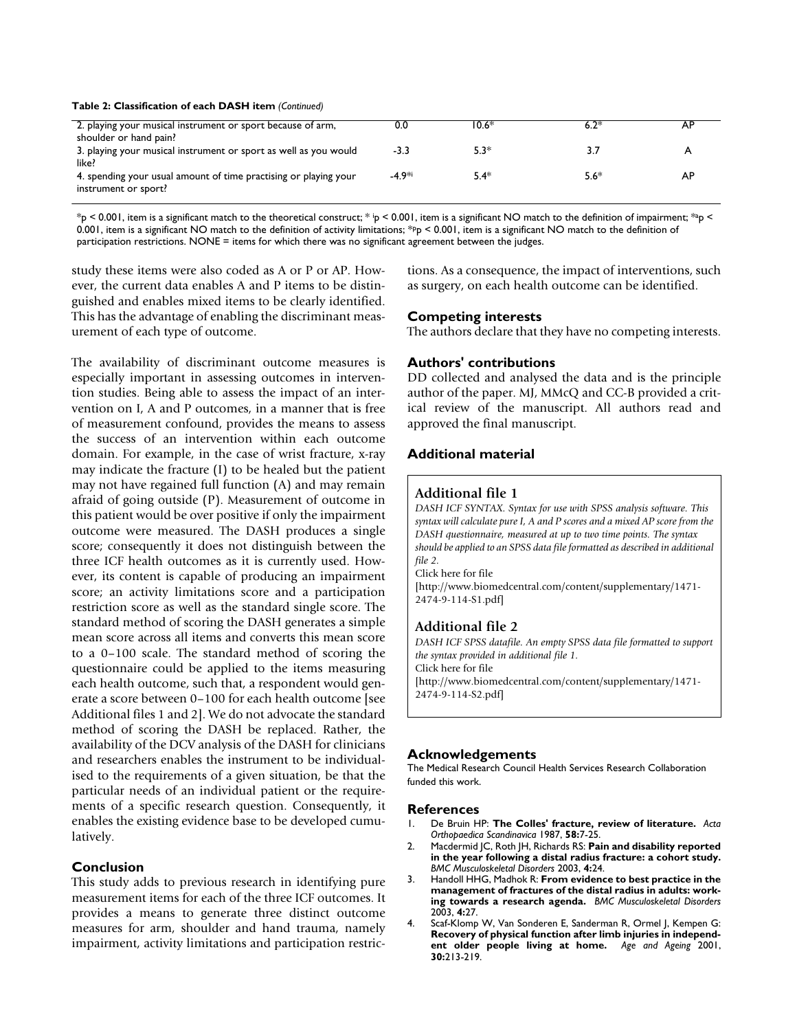**Table 2: Classification of each DASH item** *(Continued)*

| | | | | |
|---|---|---|---|---|
| 2. playing your musical instrument or sport because of arm, shoulder or hand pain? | 0.0 | 10.6* | 6.2* | AP |
| 3. playing your musical instrument or sport as well as you would like? | -3.3 | 5.3* | 3.7 | A |
| 4. spending your usual amount of time practising or playing your instrument or sport? | -4.9*i | 5.4* | 5.6* | AP |

*p < 0.001, item is a significant match to the theoretical construct; * ip < 0.001, item is a significant NO match to the definition of impairment; *ap < 0.001, item is a significant NO match to the definition of activity limitations; *pp < 0.001, item is a significant NO match to the definition of participation restrictions. NONE = items for which there was no significant agreement between the judges.

study these items were also coded as A or P or AP. However, the current data enables A and P items to be distinguished and enables mixed items to be clearly identified. This has the advantage of enabling the discriminant measurement of each type of outcome.

The availability of discriminant outcome measures is especially important in assessing outcomes in intervention studies. Being able to assess the impact of an intervention on I, A and P outcomes, in a manner that is free of measurement confound, provides the means to assess the success of an intervention within each outcome domain. For example, in the case of wrist fracture, x-ray may indicate the fracture (I) to be healed but the patient may not have regained full function (A) and may remain afraid of going outside (P). Measurement of outcome in this patient would be over positive if only the impairment outcome were measured. The DASH produces a single score; consequently it does not distinguish between the three ICF health outcomes as it is currently used. However, its content is capable of producing an impairment score; an activity limitations score and a participation restriction score as well as the standard single score. The standard method of scoring the DASH generates a simple mean score across all items and converts this mean score to a 0–100 scale. The standard method of scoring the questionnaire could be applied to the items measuring each health outcome, such that, a respondent would generate a score between 0–100 for each health outcome [see Additional files 1 and 2]. We do not advocate the standard method of scoring the DASH be replaced. Rather, the availability of the DCV analysis of the DASH for clinicians and researchers enables the instrument to be individualised to the requirements of a given situation, be that the particular needs of an individual patient or the requirements of a specific research question. Consequently, it enables the existing evidence base to be developed cumulatively.

## Conclusion

This study adds to previous research in identifying pure measurement items for each of the three ICF outcomes. It provides a means to generate three distinct outcome measures for arm, shoulder and hand trauma, namely impairment, activity limitations and participation restrictions. As a consequence, the impact of interventions, such as surgery, on each health outcome can be identified.

## Competing interests

The authors declare that they have no competing interests.

## Authors' contributions

DD collected and analysed the data and is the principle author of the paper. MJ, MMcQ and CC-B provided a critical review of the manuscript. All authors read and approved the final manuscript.

## Additional material

### Additional file 1

*DASH ICF SYNTAX. Syntax for use with SPSS analysis software. This syntax will calculate pure I, A and P scores and a mixed AP score from the DASH questionnaire, measured at up to two time points. The syntax should be applied to an SPSS data file formatted as described in additional file 2.*

Click here for file

[http://www.biomedcentral.com/content/supplementary/1471-2474-9-114-S1.pdf]

### Additional file 2

*DASH ICF SPSS datafile. An empty SPSS data file formatted to support the syntax provided in additional file 1.*

Click here for file

[http://www.biomedcentral.com/content/supplementary/1471-2474-9-114-S2.pdf]

## Acknowledgements

The Medical Research Council Health Services Research Collaboration funded this work.

## References

1. De Bruin HP: **The Colles' fracture, review of literature.** *Acta Orthopaedica Scandinavica* 1987, **58:**7-25.
2. Macdermid JC, Roth JH, Richards RS: **Pain and disability reported in the year following a distal radius fracture: a cohort study.** *BMC Musculoskeletal Disorders* 2003, **4:**24.
3. Handoll HHG, Madhok R: **From evidence to best practice in the management of fractures of the distal radius in adults: working towards a research agenda.** *BMC Musculoskeletal Disorders* 2003, **4:**27.
4. Scaf-Klomp W, Van Sonderen E, Sanderman R, Ormel J, Kempen G: **Recovery of physical function after limb injuries in independent older people living at home.** *Age and Ageing* 2001, **30:**213-219.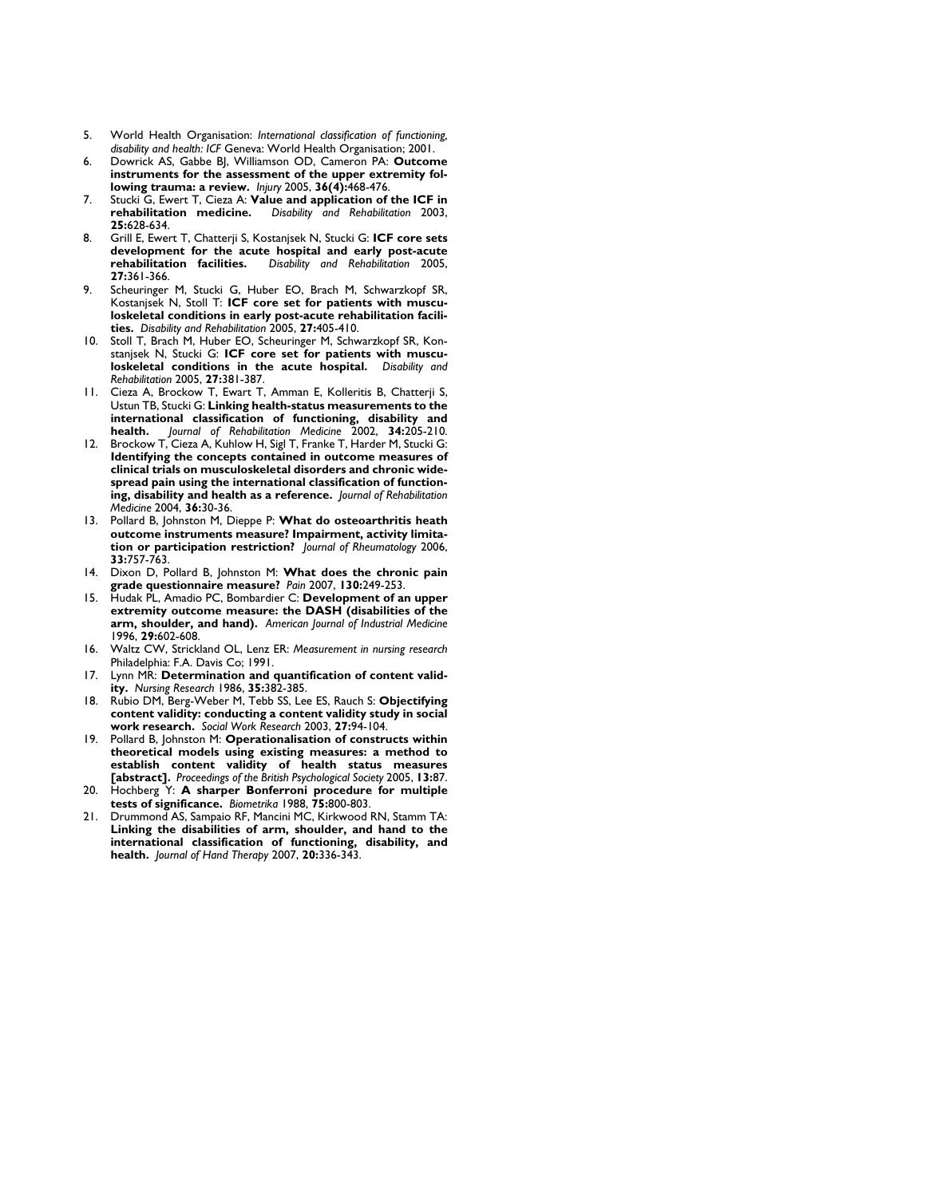5. World Health Organisation: *International classification of functioning, disability and health: ICF* Geneva: World Health Organisation; 2001.
6. Dowrick AS, Gabbe BJ, Williamson OD, Cameron PA: **Outcome instruments for the assessment of the upper extremity following trauma: a review.** *Injury* 2005, **36(4):**468-476.
7. Stucki G, Ewert T, Cieza A: **Value and application of the ICF in rehabilitation medicine.** *Disability and Rehabilitation* 2003, **25:**628-634.
8. Grill E, Ewert T, Chatterji S, Kostanjsek N, Stucki G: **ICF core sets development for the acute hospital and early post-acute rehabilitation facilities.** *Disability and Rehabilitation* 2005, **27:**361-366.
9. Scheuringer M, Stucki G, Huber EO, Brach M, Schwarzkopf SR, Kostanjsek N, Stoll T: **ICF core set for patients with musculoskeletal conditions in early post-acute rehabilitation facilities.** *Disability and Rehabilitation* 2005, **27:**405-410.
10. Stoll T, Brach M, Huber EO, Scheuringer M, Schwarzkopf SR, Konstanjsek N, Stucki G: **ICF core set for patients with musculoskeletal conditions in the acute hospital.** *Disability and Rehabilitation* 2005, **27:**381-387.
11. Cieza A, Brockow T, Ewart T, Amman E, Kolleritis B, Chatterji S, Ustun TB, Stucki G: **Linking health-status measurements to the international classification of functioning, disability and health.** *Journal of Rehabilitation Medicine* 2002, **34:**205-210.
12. Brockow T, Cieza A, Kuhlow H, Sigl T, Franke T, Harder M, Stucki G: **Identifying the concepts contained in outcome measures of clinical trials on musculoskeletal disorders and chronic widespread pain using the international classification of functioning, disability and health as a reference.** *Journal of Rehabilitation Medicine* 2004, **36:**30-36.
13. Pollard B, Johnston M, Dieppe P: **What do osteoarthritis heath outcome instruments measure? Impairment, activity limitation or participation restriction?** *Journal of Rheumatology* 2006, **33:**757-763.
14. Dixon D, Pollard B, Johnston M: **What does the chronic pain grade questionnaire measure?** *Pain* 2007, **130:**249-253.
15. Hudak PL, Amadio PC, Bombardier C: **Development of an upper extremity outcome measure: the DASH (disabilities of the arm, shoulder, and hand).** *American Journal of Industrial Medicine* 1996, **29:**602-608.
16. Waltz CW, Strickland OL, Lenz ER: *Measurement in nursing research* Philadelphia: F.A. Davis Co; 1991.
17. Lynn MR: **Determination and quantification of content validity.** *Nursing Research* 1986, **35:**382-385.
18. Rubio DM, Berg-Weber M, Tebb SS, Lee ES, Rauch S: **Objectifying content validity: conducting a content validity study in social work research.** *Social Work Research* 2003, **27:**94-104.
19. Pollard B, Johnston M: **Operationalisation of constructs within theoretical models using existing measures: a method to establish content validity of health status measures [abstract].** *Proceedings of the British Psychological Society* 2005, **13:**87.
20. Hochberg Y: **A sharper Bonferroni procedure for multiple tests of significance.** *Biometrika* 1988, **75:**800-803.
21. Drummond AS, Sampaio RF, Mancini MC, Kirkwood RN, Stamm TA: **Linking the disabilities of arm, shoulder, and hand to the international classification of functioning, disability, and health.** *Journal of Hand Therapy* 2007, **20:**336-343.